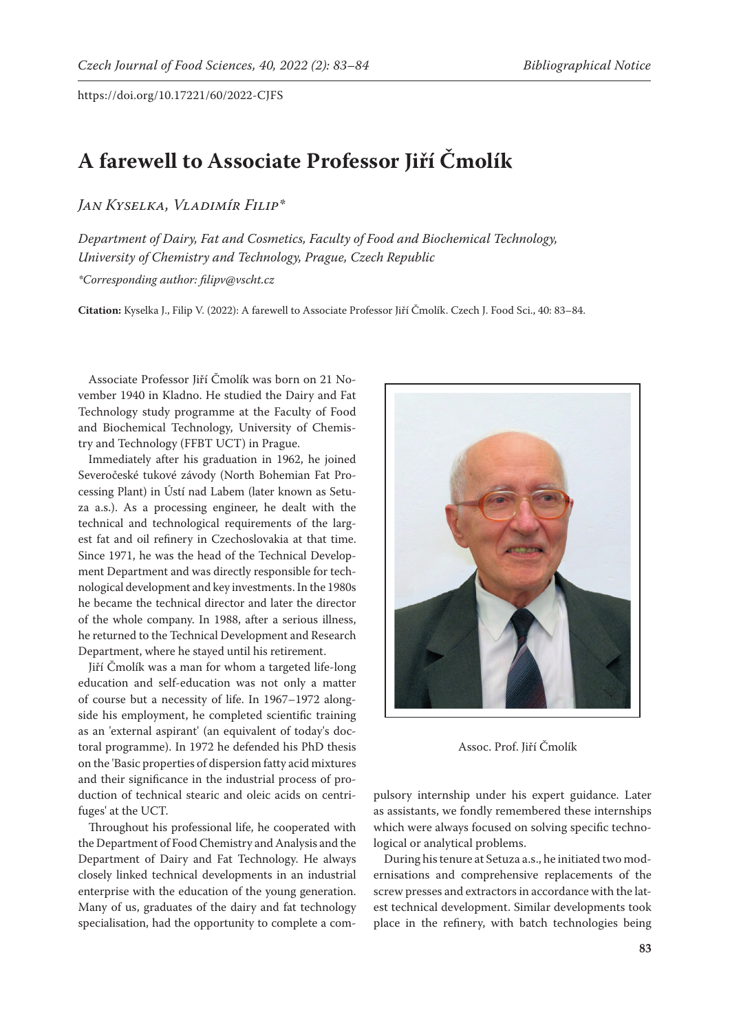# A farewell to Associate Professor Jiří Čmolík

*Jan Kyselka, Vladimír Filip**

*Department of Dairy, Fat and Cosmetics, Faculty of Food and Biochemical Technology, University of Chemistry and Technology, Prague, Czech Republic*

*\*Corresponding author: filipv@vscht.cz*

**Citation:** Kyselka J., Filip V. (2022): A farewell to Associate Professor Jiří Čmolík. Czech J. Food Sci., 40: 83–84.

Associate Professor Jiří Čmolík was born on 21 November 1940 in Kladno. He studied the Dairy and Fat Technology study programme at the Faculty of Food and Biochemical Technology, University of Chemistry and Technology (FFBT UCT) in Prague.

Immediately after his graduation in 1962, he joined Severočeské tukové závody (North Bohemian Fat Processing Plant) in Ústí nad Labem (later known as Setuza a.s.). As a processing engineer, he dealt with the technical and technological requirements of the largest fat and oil refinery in Czechoslovakia at that time. Since 1971, he was the head of the Technical Development Department and was directly responsible for technological development and key investments. In the 1980s he became the technical director and later the director of the whole company. In 1988, after a serious illness, he returned to the Technical Development and Research Department, where he stayed until his retirement.

Jiří Čmolík was a man for whom a targeted life-long education and self-education was not only a matter of course but a necessity of life. In 1967–1972 alongside his employment, he completed scientific training as an 'external aspirant' (an equivalent of today's doctoral programme). In 1972 he defended his PhD thesis on the 'Basic properties of dispersion fatty acid mixtures and their significance in the industrial process of production of technical stearic and oleic acids on centrifuges' at the UCT.

Throughout his professional life, he cooperated with the Department of Food Chemistry and Analysis and the Department of Dairy and Fat Technology. He always closely linked technical developments in an industrial enterprise with the education of the young generation. Many of us, graduates of the dairy and fat technology specialisation, had the opportunity to complete a compulsory internship under his expert guidance. Later as assistants, we fondly remembered these internships which were always focused on solving specific technological or analytical problems.

Assoc. Prof. Jiří Čmolík

During his tenure at Setuza a.s., he initiated two modernisations and comprehensive replacements of the screw presses and extractors in accordance with the latest technical development. Similar developments took place in the refinery, with batch technologies being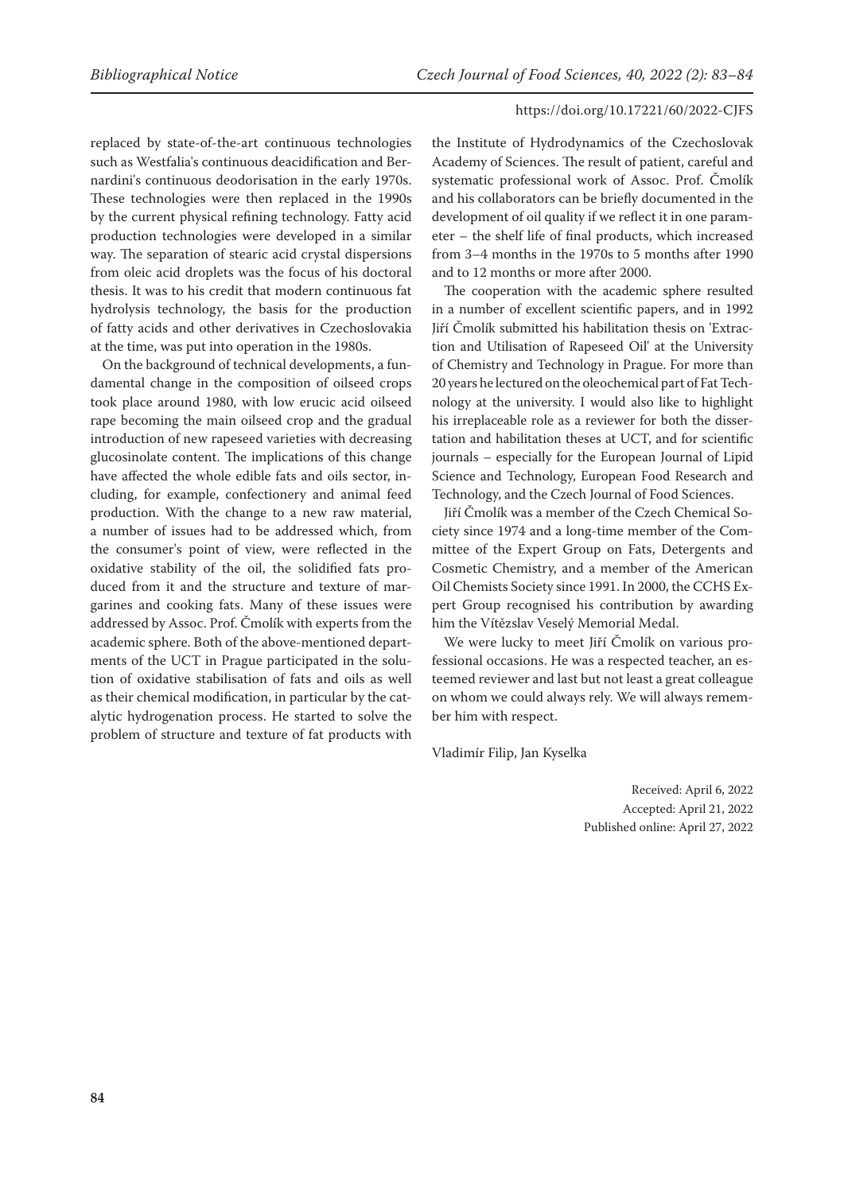replaced by state-of-the-art continuous technologies such as Westfalia's continuous deacidification and Bernardini's continuous deodorisation in the early 1970s. These technologies were then replaced in the 1990s by the current physical refining technology. Fatty acid production technologies were developed in a similar way. The separation of stearic acid crystal dispersions from oleic acid droplets was the focus of his doctoral thesis. It was to his credit that modern continuous fat hydrolysis technology, the basis for the production of fatty acids and other derivatives in Czechoslovakia at the time, was put into operation in the 1980s.

On the background of technical developments, a fundamental change in the composition of oilseed crops took place around 1980, with low erucic acid oilseed rape becoming the main oilseed crop and the gradual introduction of new rapeseed varieties with decreasing glucosinolate content. The implications of this change have affected the whole edible fats and oils sector, including, for example, confectionery and animal feed production. With the change to a new raw material, a number of issues had to be addressed which, from the consumer's point of view, were reflected in the oxidative stability of the oil, the solidified fats produced from it and the structure and texture of margarines and cooking fats. Many of these issues were addressed by Assoc. Prof. Čmolík with experts from the academic sphere. Both of the above-mentioned departments of the UCT in Prague participated in the solution of oxidative stabilisation of fats and oils as well as their chemical modification, in particular by the catalytic hydrogenation process. He started to solve the problem of structure and texture of fat products with the Institute of Hydrodynamics of the Czechoslovak Academy of Sciences. The result of patient, careful and systematic professional work of Assoc. Prof. Čmolík and his collaborators can be briefly documented in the development of oil quality if we reflect it in one parameter – the shelf life of final products, which increased from 3–4 months in the 1970s to 5 months after 1990 and to 12 months or more after 2000.

The cooperation with the academic sphere resulted in a number of excellent scientific papers, and in 1992 Jiří Čmolík submitted his habilitation thesis on 'Extraction and Utilisation of Rapeseed Oil' at the University of Chemistry and Technology in Prague. For more than 20 years he lectured on the oleochemical part of Fat Technology at the university. I would also like to highlight his irreplaceable role as a reviewer for both the dissertation and habilitation theses at UCT, and for scientific journals – especially for the European Journal of Lipid Science and Technology, European Food Research and Technology, and the Czech Journal of Food Sciences.

Jiří Čmolík was a member of the Czech Chemical Society since 1974 and a long-time member of the Committee of the Expert Group on Fats, Detergents and Cosmetic Chemistry, and a member of the American Oil Chemists Society since 1991. In 2000, the CCHS Expert Group recognised his contribution by awarding him the Vítězslav Veselý Memorial Medal.

We were lucky to meet Jiří Čmolík on various professional occasions. He was a respected teacher, an esteemed reviewer and last but not least a great colleague on whom we could always rely. We will always remember him with respect.

Vladimír Filip, Jan Kyselka

Received: April 6, 2022
Accepted: April 21, 2022
Published online: April 27, 2022